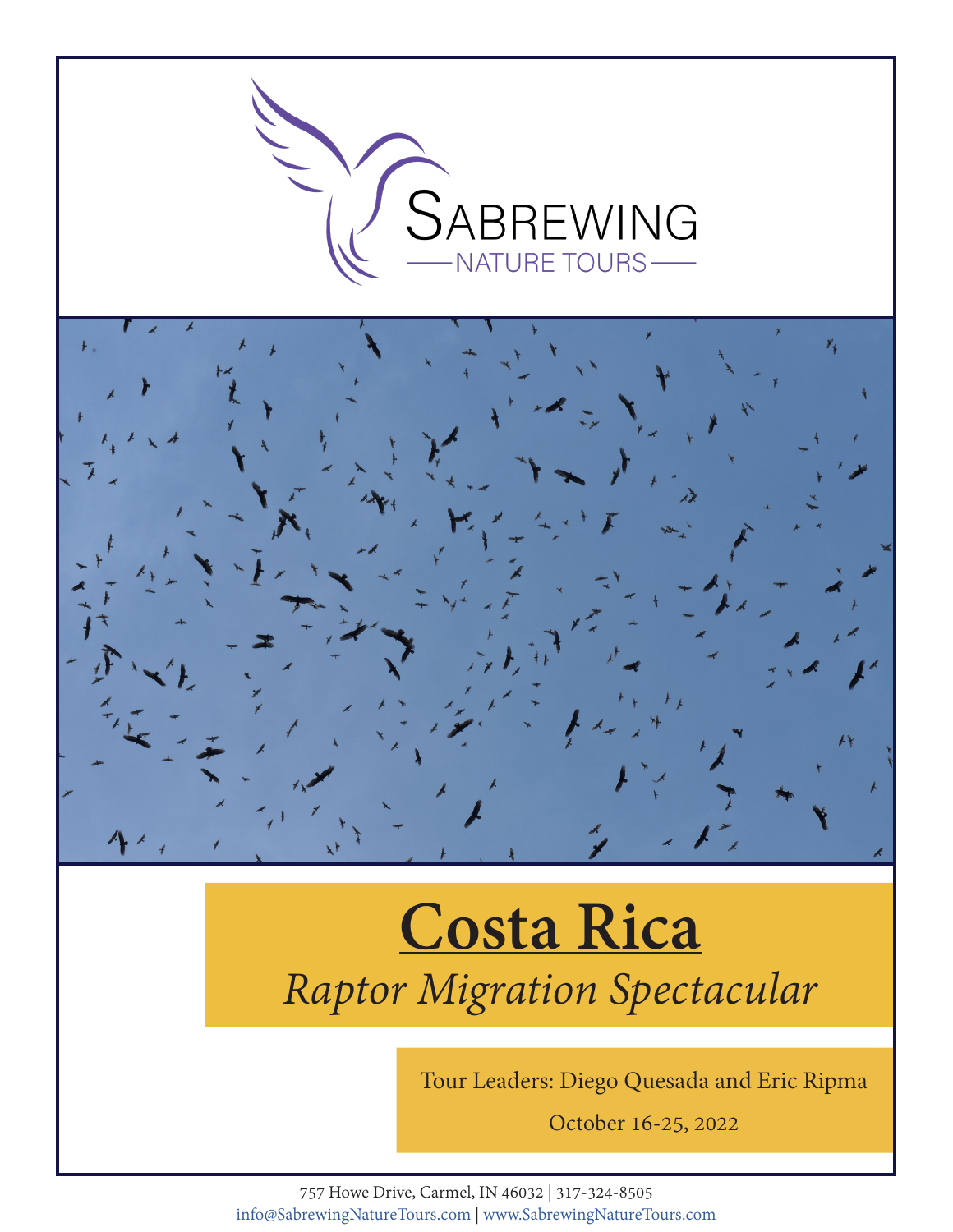SABREWING
NATURE TOURS

# Costa Rica

*Raptor Migration Spectacular*

Tour Leaders: Diego Quesada and Eric Ripma

October 16-25, 2022

757 Howe Drive, Carmel, IN 46032 | 317-324-8505
info@SabrewingNatureTours.com | www.SabrewingNatureTours.com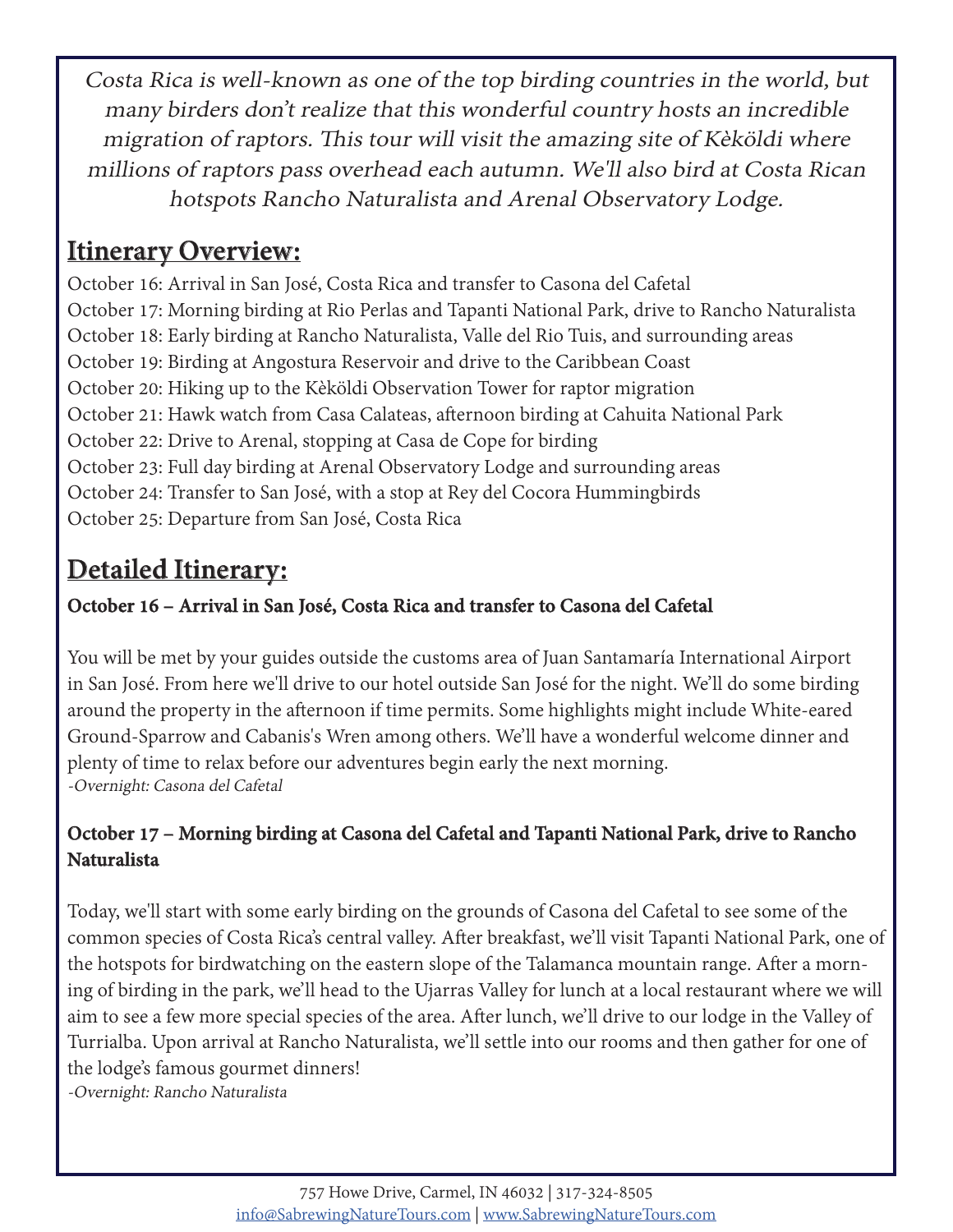*Costa Rica is well-known as one of the top birding countries in the world, but many birders don't realize that this wonderful country hosts an incredible migration of raptors. This tour will visit the amazing site of Kèköldi where millions of raptors pass overhead each autumn. We'll also bird at Costa Rican hotspots Rancho Naturalista and Arenal Observatory Lodge.*

## Itinerary Overview:

October 16: Arrival in San José, Costa Rica and transfer to Casona del Cafetal
October 17: Morning birding at Rio Perlas and Tapanti National Park, drive to Rancho Naturalista
October 18: Early birding at Rancho Naturalista, Valle del Rio Tuis, and surrounding areas
October 19: Birding at Angostura Reservoir and drive to the Caribbean Coast
October 20: Hiking up to the Kèköldi Observation Tower for raptor migration
October 21: Hawk watch from Casa Calateas, afternoon birding at Cahuita National Park
October 22: Drive to Arenal, stopping at Casa de Cope for birding
October 23: Full day birding at Arenal Observatory Lodge and surrounding areas
October 24: Transfer to San José, with a stop at Rey del Cocora Hummingbirds
October 25: Departure from San José, Costa Rica

## Detailed Itinerary:

**October 16 – Arrival in San José, Costa Rica and transfer to Casona del Cafetal**

You will be met by your guides outside the customs area of Juan Santamaría International Airport in San José. From here we'll drive to our hotel outside San José for the night. We'll do some birding around the property in the afternoon if time permits. Some highlights might include White-eared Ground-Sparrow and Cabanis's Wren among others. We'll have a wonderful welcome dinner and plenty of time to relax before our adventures begin early the next morning.
*-Overnight: Casona del Cafetal*

**October 17 – Morning birding at Casona del Cafetal and Tapanti National Park, drive to Rancho Naturalista**

Today, we'll start with some early birding on the grounds of Casona del Cafetal to see some of the common species of Costa Rica's central valley. After breakfast, we'll visit Tapanti National Park, one of the hotspots for birdwatching on the eastern slope of the Talamanca mountain range. After a morning of birding in the park, we'll head to the Ujarras Valley for lunch at a local restaurant where we will aim to see a few more special species of the area. After lunch, we'll drive to our lodge in the Valley of Turrialba. Upon arrival at Rancho Naturalista, we'll settle into our rooms and then gather for one of the lodge's famous gourmet dinners!
*-Overnight: Rancho Naturalista*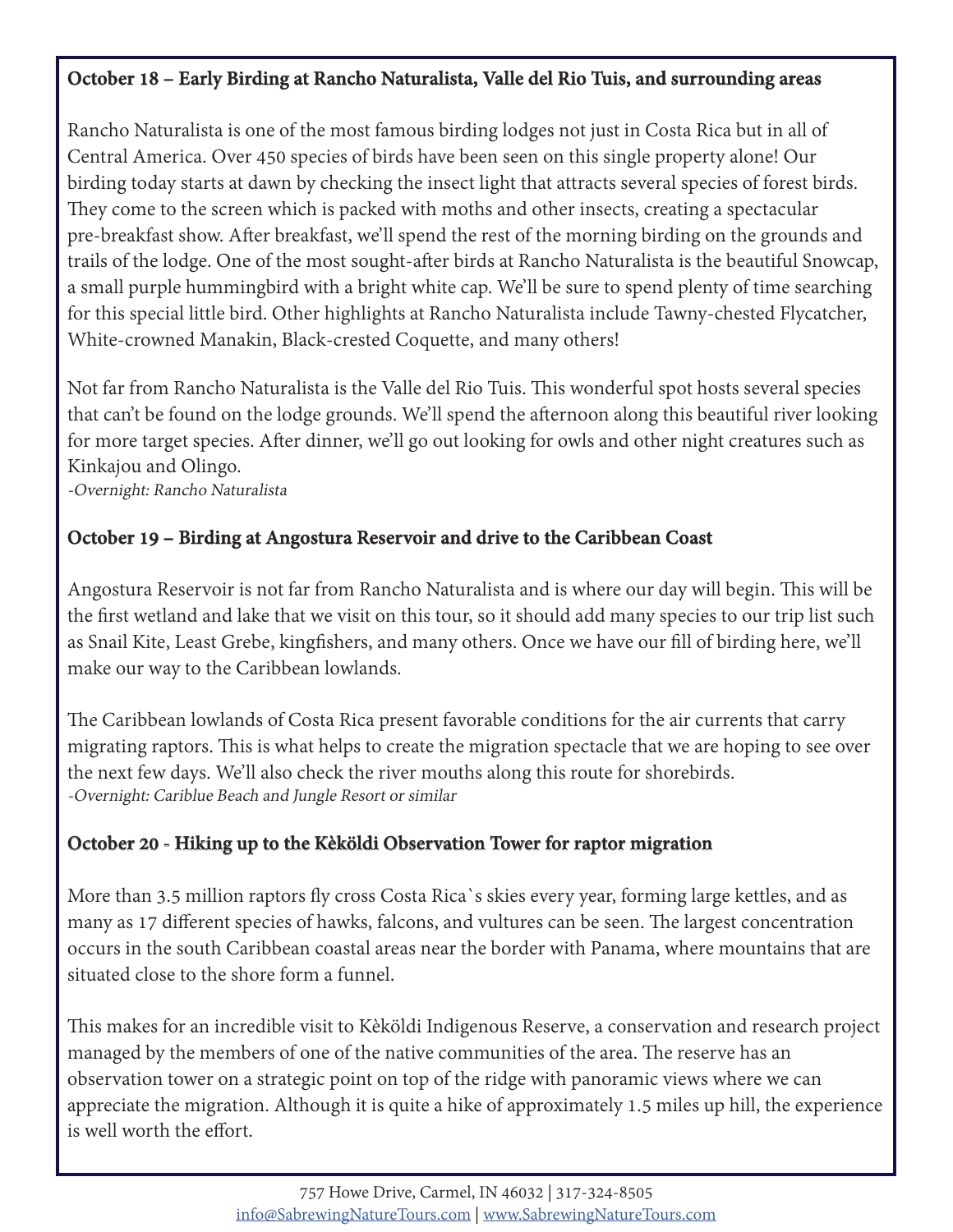**October 18 – Early Birding at Rancho Naturalista, Valle del Rio Tuis, and surrounding areas**

Rancho Naturalista is one of the most famous birding lodges not just in Costa Rica but in all of Central America. Over 450 species of birds have been seen on this single property alone! Our birding today starts at dawn by checking the insect light that attracts several species of forest birds. They come to the screen which is packed with moths and other insects, creating a spectacular pre-breakfast show. After breakfast, we'll spend the rest of the morning birding on the grounds and trails of the lodge. One of the most sought-after birds at Rancho Naturalista is the beautiful Snowcap, a small purple hummingbird with a bright white cap. We'll be sure to spend plenty of time searching for this special little bird. Other highlights at Rancho Naturalista include Tawny-chested Flycatcher, White-crowned Manakin, Black-crested Coquette, and many others!

Not far from Rancho Naturalista is the Valle del Rio Tuis. This wonderful spot hosts several species that can't be found on the lodge grounds. We'll spend the afternoon along this beautiful river looking for more target species. After dinner, we'll go out looking for owls and other night creatures such as Kinkajou and Olingo.
*-Overnight: Rancho Naturalista*

**October 19 – Birding at Angostura Reservoir and drive to the Caribbean Coast**

Angostura Reservoir is not far from Rancho Naturalista and is where our day will begin. This will be the first wetland and lake that we visit on this tour, so it should add many species to our trip list such as Snail Kite, Least Grebe, kingfishers, and many others. Once we have our fill of birding here, we'll make our way to the Caribbean lowlands.

The Caribbean lowlands of Costa Rica present favorable conditions for the air currents that carry migrating raptors. This is what helps to create the migration spectacle that we are hoping to see over the next few days. We'll also check the river mouths along this route for shorebirds.
*-Overnight: Cariblue Beach and Jungle Resort or similar*

**October 20 - Hiking up to the Kèköldi Observation Tower for raptor migration**

More than 3.5 million raptors fly cross Costa Rica`s skies every year, forming large kettles, and as many as 17 different species of hawks, falcons, and vultures can be seen. The largest concentration occurs in the south Caribbean coastal areas near the border with Panama, where mountains that are situated close to the shore form a funnel.

This makes for an incredible visit to Kèköldi Indigenous Reserve, a conservation and research project managed by the members of one of the native communities of the area. The reserve has an observation tower on a strategic point on top of the ridge with panoramic views where we can appreciate the migration. Although it is quite a hike of approximately 1.5 miles up hill, the experience is well worth the effort.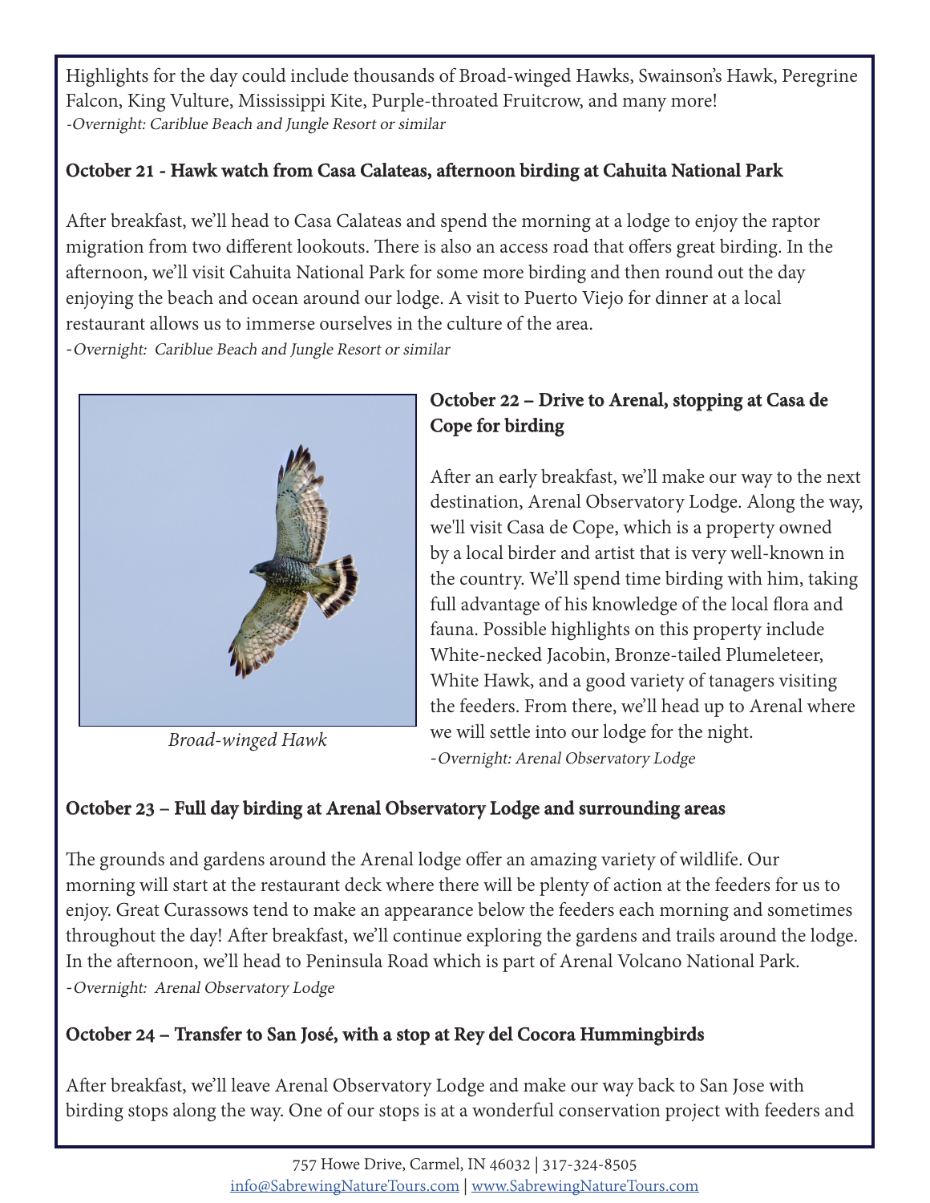Highlights for the day could include thousands of Broad-winged Hawks, Swainson's Hawk, Peregrine Falcon, King Vulture, Mississippi Kite, Purple-throated Fruitcrow, and many more!
*-Overnight: Cariblue Beach and Jungle Resort or similar*

### October 21 - Hawk watch from Casa Calateas, afternoon birding at Cahuita National Park

After breakfast, we'll head to Casa Calateas and spend the morning at a lodge to enjoy the raptor migration from two different lookouts. There is also an access road that offers great birding. In the afternoon, we'll visit Cahuita National Park for some more birding and then round out the day enjoying the beach and ocean around our lodge. A visit to Puerto Viejo for dinner at a local restaurant allows us to immerse ourselves in the culture of the area.
*-Overnight: Cariblue Beach and Jungle Resort or similar*

*Broad-winged Hawk*

### October 22 – Drive to Arenal, stopping at Casa de Cope for birding

After an early breakfast, we'll make our way to the next destination, Arenal Observatory Lodge. Along the way, we'll visit Casa de Cope, which is a property owned by a local birder and artist that is very well-known in the country. We'll spend time birding with him, taking full advantage of his knowledge of the local flora and fauna. Possible highlights on this property include White-necked Jacobin, Bronze-tailed Plumeleteer, White Hawk, and a good variety of tanagers visiting the feeders. From there, we'll head up to Arenal where we will settle into our lodge for the night.
*-Overnight: Arenal Observatory Lodge*

### October 23 – Full day birding at Arenal Observatory Lodge and surrounding areas

The grounds and gardens around the Arenal lodge offer an amazing variety of wildlife. Our morning will start at the restaurant deck where there will be plenty of action at the feeders for us to enjoy. Great Curassows tend to make an appearance below the feeders each morning and sometimes throughout the day! After breakfast, we'll continue exploring the gardens and trails around the lodge. In the afternoon, we'll head to Peninsula Road which is part of Arenal Volcano National Park.
*-Overnight: Arenal Observatory Lodge*

### October 24 – Transfer to San José, with a stop at Rey del Cocora Hummingbirds

After breakfast, we'll leave Arenal Observatory Lodge and make our way back to San Jose with birding stops along the way. One of our stops is at a wonderful conservation project with feeders and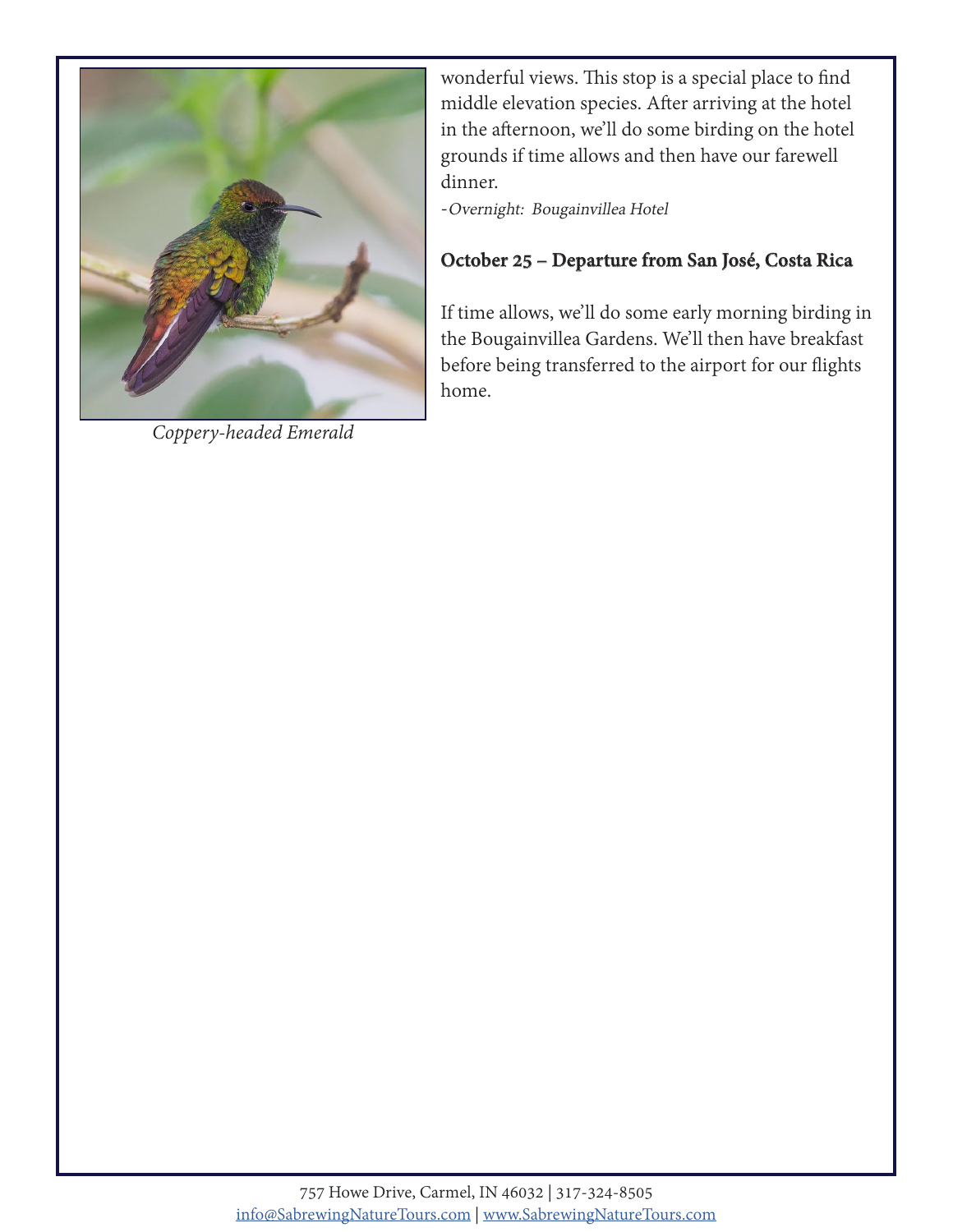Coppery-headed Emerald

wonderful views. This stop is a special place to find middle elevation species. After arriving at the hotel in the afternoon, we'll do some birding on the hotel grounds if time allows and then have our farewell dinner.

-*Overnight: Bougainvillea Hotel*

### October 25 – Departure from San José, Costa Rica

If time allows, we'll do some early morning birding in the Bougainvillea Gardens. We'll then have breakfast before being transferred to the airport for our flights home.

757 Howe Drive, Carmel, IN 46032 | 317-324-8505
info@SabrewingNatureTours.com | www.SabrewingNatureTours.com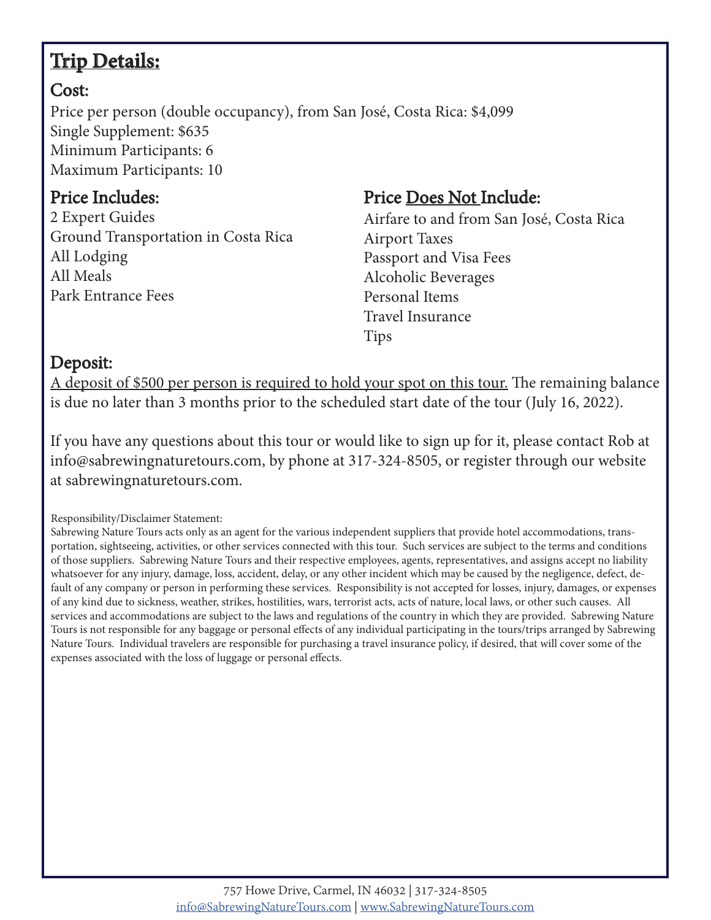## Trip Details:

### Cost:

Price per person (double occupancy), from San José, Costa Rica: $4,099
Single Supplement: $635
Minimum Participants: 6
Maximum Participants: 10

### Price Includes:

2 Expert Guides
Ground Transportation in Costa Rica
All Lodging
All Meals
Park Entrance Fees

### Price Does Not Include:

Airfare to and from San José, Costa Rica
Airport Taxes
Passport and Visa Fees
Alcoholic Beverages
Personal Items
Travel Insurance
Tips

### Deposit:

A deposit of $500 per person is required to hold your spot on this tour. The remaining balance is due no later than 3 months prior to the scheduled start date of the tour (July 16, 2022).

If you have any questions about this tour or would like to sign up for it, please contact Rob at info@sabrewingnaturetours.com, by phone at 317-324-8505, or register through our website at sabrewingnaturetours.com.

Responsibility/Disclaimer Statement:
Sabrewing Nature Tours acts only as an agent for the various independent suppliers that provide hotel accommodations, transportation, sightseeing, activities, or other services connected with this tour. Such services are subject to the terms and conditions of those suppliers. Sabrewing Nature Tours and their respective employees, agents, representatives, and assigns accept no liability whatsoever for any injury, damage, loss, accident, delay, or any other incident which may be caused by the negligence, defect, default of any company or person in performing these services. Responsibility is not accepted for losses, injury, damages, or expenses of any kind due to sickness, weather, strikes, hostilities, wars, terrorist acts, acts of nature, local laws, or other such causes. All services and accommodations are subject to the laws and regulations of the country in which they are provided. Sabrewing Nature Tours is not responsible for any baggage or personal effects of any individual participating in the tours/trips arranged by Sabrewing Nature Tours. Individual travelers are responsible for purchasing a travel insurance policy, if desired, that will cover some of the expenses associated with the loss of luggage or personal effects.

757 Howe Drive, Carmel, IN 46032 | 317-324-8505
info@SabrewingNatureTours.com | www.SabrewingNatureTours.com